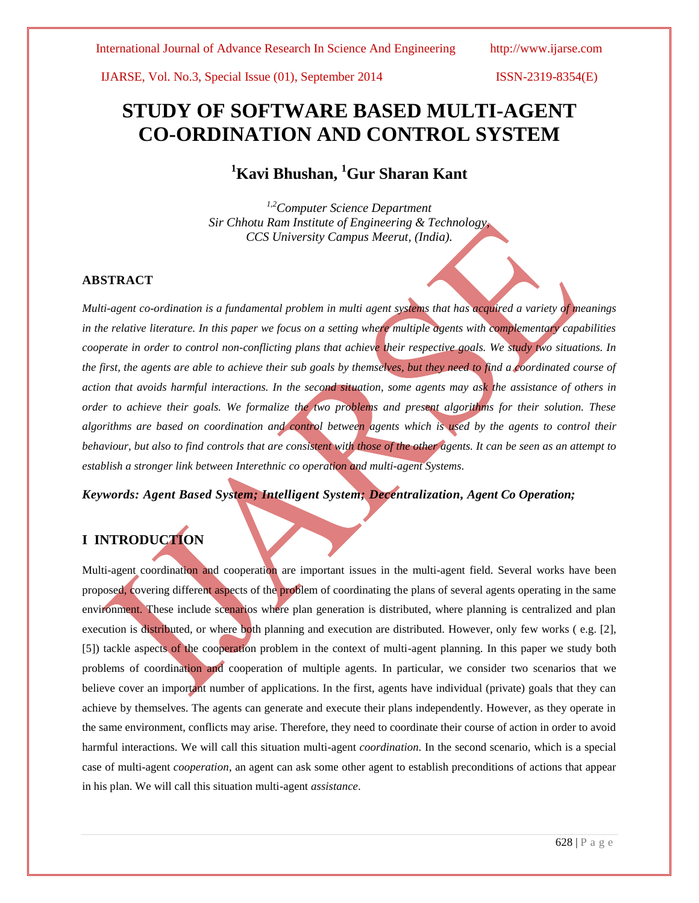# STUDY OF SOFTWARE BASED MULTI-AGENT CO-ORDINATION AND CONTROL SYSTEM

### [1]Kavi Bhushan, [1]Gur Sharan Kant

*[1,2]Computer Science Department*
*Sir Chhotu Ram Institute of Engineering & Technology,*
*CCS University Campus Meerut, (India).*

## ABSTRACT

*Multi-agent co-ordination is a fundamental problem in multi agent systems that has acquired a variety of meanings in the relative literature. In this paper we focus on a setting where multiple agents with complementary capabilities cooperate in order to control non-conflicting plans that achieve their respective goals. We study two situations. In the first, the agents are able to achieve their sub goals by themselves, but they need to find a coordinated course of action that avoids harmful interactions. In the second situation, some agents may ask the assistance of others in order to achieve their goals. We formalize the two problems and present algorithms for their solution. These algorithms are based on coordination and control between agents which is used by the agents to control their behaviour, but also to find controls that are consistent with those of the other agents. It can be seen as an attempt to establish a stronger link between Interethnic co operation and multi-agent Systems.*

***Keywords: Agent Based System; Intelligent System; Decentralization, Agent Co Operation;***

## I INTRODUCTION

Multi-agent coordination and cooperation are important issues in the multi-agent field. Several works have been proposed, covering different aspects of the problem of coordinating the plans of several agents operating in the same environment. These include scenarios where plan generation is distributed, where planning is centralized and plan execution is distributed, or where both planning and execution are distributed. However, only few works ( e.g. [2], [5]) tackle aspects of the cooperation problem in the context of multi-agent planning. In this paper we study both problems of coordination and cooperation of multiple agents. In particular, we consider two scenarios that we believe cover an important number of applications. In the first, agents have individual (private) goals that they can achieve by themselves. The agents can generate and execute their plans independently. However, as they operate in the same environment, conflicts may arise. Therefore, they need to coordinate their course of action in order to avoid harmful interactions. We will call this situation multi-agent *coordination*. In the second scenario, which is a special case of multi-agent *cooperation*, an agent can ask some other agent to establish preconditions of actions that appear in his plan. We will call this situation multi-agent *assistance*.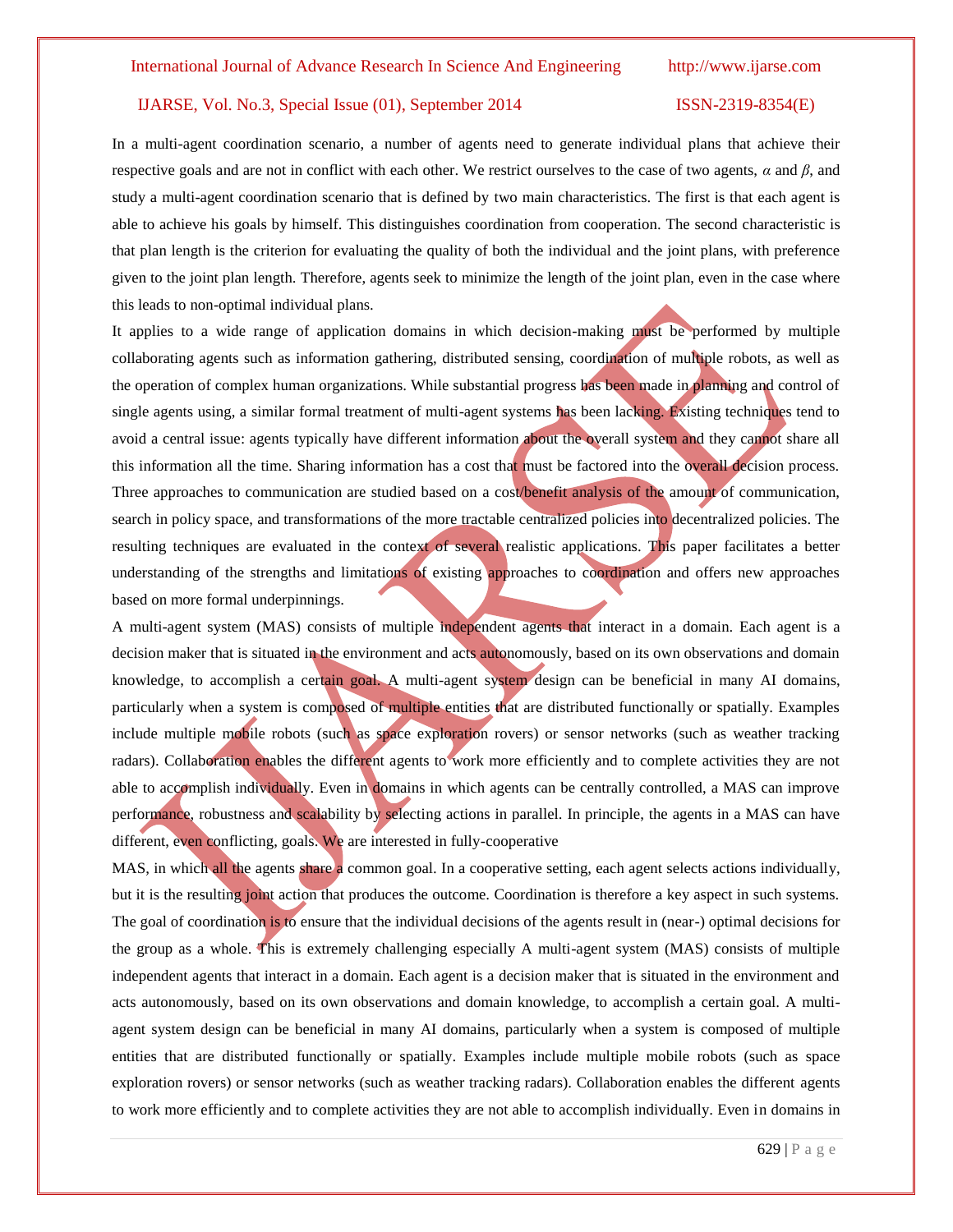In a multi-agent coordination scenario, a number of agents need to generate individual plans that achieve their respective goals and are not in conflict with each other. We restrict ourselves to the case of two agents, $\alpha$ and $\beta$, and study a multi-agent coordination scenario that is defined by two main characteristics. The first is that each agent is able to achieve his goals by himself. This distinguishes coordination from cooperation. The second characteristic is that plan length is the criterion for evaluating the quality of both the individual and the joint plans, with preference given to the joint plan length. Therefore, agents seek to minimize the length of the joint plan, even in the case where this leads to non-optimal individual plans.

It applies to a wide range of application domains in which decision-making must be performed by multiple collaborating agents such as information gathering, distributed sensing, coordination of multiple robots, as well as the operation of complex human organizations. While substantial progress has been made in planning and control of single agents using, a similar formal treatment of multi-agent systems has been lacking. Existing techniques tend to avoid a central issue: agents typically have different information about the overall system and they cannot share all this information all the time. Sharing information has a cost that must be factored into the overall decision process. Three approaches to communication are studied based on a cost/benefit analysis of the amount of communication, search in policy space, and transformations of the more tractable centralized policies into decentralized policies. The resulting techniques are evaluated in the context of several realistic applications. This paper facilitates a better understanding of the strengths and limitations of existing approaches to coordination and offers new approaches based on more formal underpinnings.

A multi-agent system (MAS) consists of multiple independent agents that interact in a domain. Each agent is a decision maker that is situated in the environment and acts autonomously, based on its own observations and domain knowledge, to accomplish a certain goal. A multi-agent system design can be beneficial in many AI domains, particularly when a system is composed of multiple entities that are distributed functionally or spatially. Examples include multiple mobile robots (such as space exploration rovers) or sensor networks (such as weather tracking radars). Collaboration enables the different agents to work more efficiently and to complete activities they are not able to accomplish individually. Even in domains in which agents can be centrally controlled, a MAS can improve performance, robustness and scalability by selecting actions in parallel. In principle, the agents in a MAS can have different, even conflicting, goals. We are interested in fully-cooperative

MAS, in which all the agents share a common goal. In a cooperative setting, each agent selects actions individually, but it is the resulting joint action that produces the outcome. Coordination is therefore a key aspect in such systems. The goal of coordination is to ensure that the individual decisions of the agents result in (near-) optimal decisions for the group as a whole. This is extremely challenging especially A multi-agent system (MAS) consists of multiple independent agents that interact in a domain. Each agent is a decision maker that is situated in the environment and acts autonomously, based on its own observations and domain knowledge, to accomplish a certain goal. A multi-agent system design can be beneficial in many AI domains, particularly when a system is composed of multiple entities that are distributed functionally or spatially. Examples include multiple mobile robots (such as space exploration rovers) or sensor networks (such as weather tracking radars). Collaboration enables the different agents to work more efficiently and to complete activities they are not able to accomplish individually. Even in domains in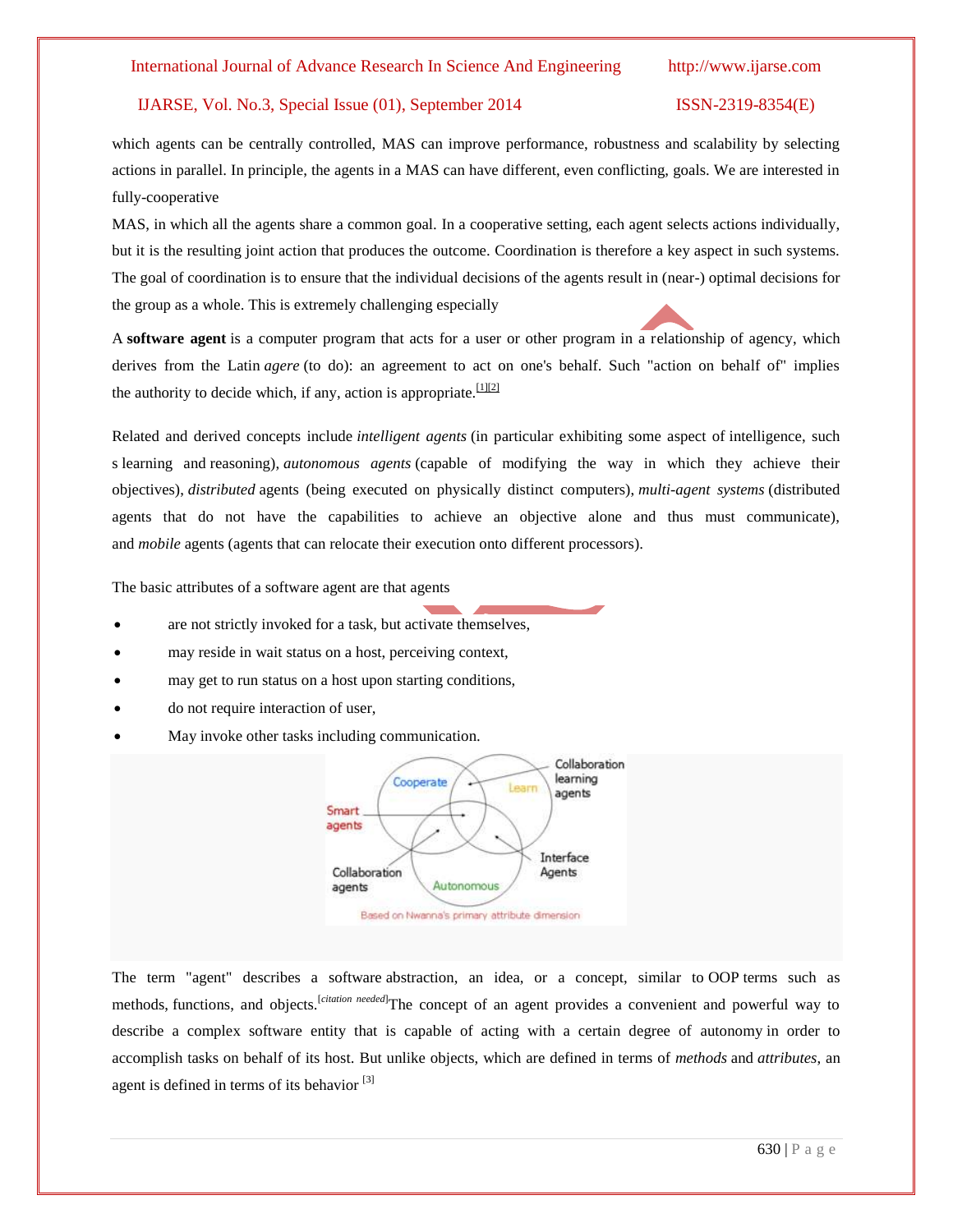which agents can be centrally controlled, MAS can improve performance, robustness and scalability by selecting actions in parallel. In principle, the agents in a MAS can have different, even conflicting, goals. We are interested in fully-cooperative

MAS, in which all the agents share a common goal. In a cooperative setting, each agent selects actions individually, but it is the resulting joint action that produces the outcome. Coordination is therefore a key aspect in such systems. The goal of coordination is to ensure that the individual decisions of the agents result in (near-) optimal decisions for the group as a whole. This is extremely challenging especially

A **software agent** is a computer program that acts for a user or other program in a relationship of agency, which derives from the Latin *agere* (to do): an agreement to act on one's behalf. Such "action on behalf of" implies the authority to decide which, if any, action is appropriate.[1][2]

Related and derived concepts include *intelligent agents* (in particular exhibiting some aspect of intelligence, such s learning and reasoning), *autonomous agents* (capable of modifying the way in which they achieve their objectives), *distributed* agents (being executed on physically distinct computers), *multi-agent systems* (distributed agents that do not have the capabilities to achieve an objective alone and thus must communicate), and *mobile* agents (agents that can relocate their execution onto different processors).

The basic attributes of a software agent are that agents

- are not strictly invoked for a task, but activate themselves,
- may reside in wait status on a host, perceiving context,
- may get to run status on a host upon starting conditions,
- do not require interaction of user,
- May invoke other tasks including communication.

The term "agent" describes a software abstraction, an idea, or a concept, similar to OOP terms such as methods, functions, and objects.[citation needed] The concept of an agent provides a convenient and powerful way to describe a complex software entity that is capable of acting with a certain degree of autonomy in order to accomplish tasks on behalf of its host. But unlike objects, which are defined in terms of *methods* and *attributes*, an agent is defined in terms of its behavior [3]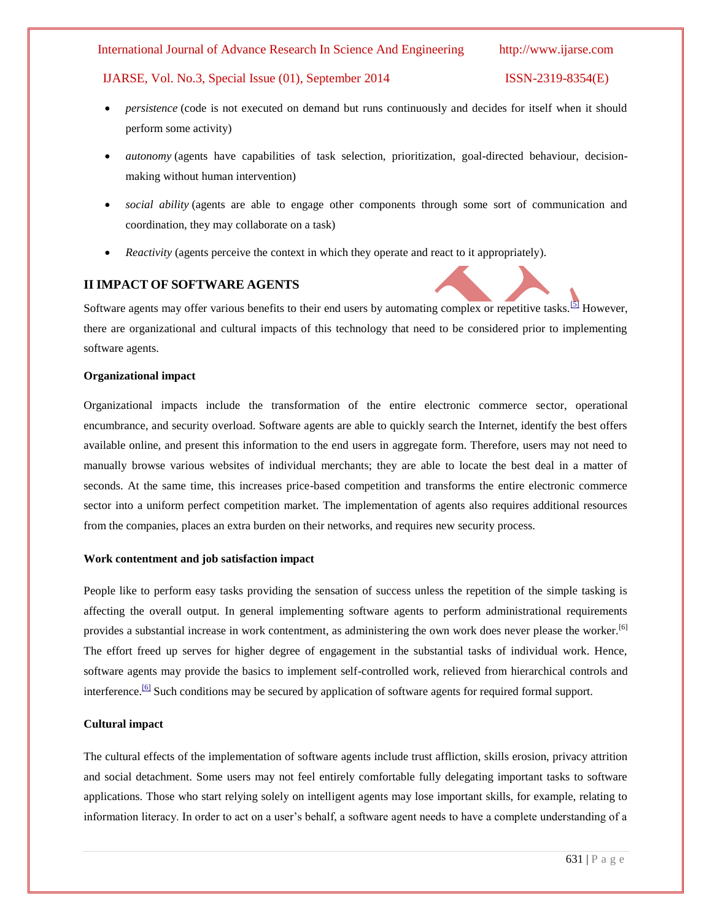- *persistence* (code is not executed on demand but runs continuously and decides for itself when it should perform some activity)
- *autonomy* (agents have capabilities of task selection, prioritization, goal-directed behaviour, decision-making without human intervention)
- *social ability* (agents are able to engage other components through some sort of communication and coordination, they may collaborate on a task)
- *Reactivity* (agents perceive the context in which they operate and react to it appropriately).

## II IMPACT OF SOFTWARE AGENTS

Software agents may offer various benefits to their end users by automating complex or repetitive tasks.[5] However, there are organizational and cultural impacts of this technology that need to be considered prior to implementing software agents.

**Organizational impact**

Organizational impacts include the transformation of the entire electronic commerce sector, operational encumbrance, and security overload. Software agents are able to quickly search the Internet, identify the best offers available online, and present this information to the end users in aggregate form. Therefore, users may not need to manually browse various websites of individual merchants; they are able to locate the best deal in a matter of seconds. At the same time, this increases price-based competition and transforms the entire electronic commerce sector into a uniform perfect competition market. The implementation of agents also requires additional resources from the companies, places an extra burden on their networks, and requires new security process.

**Work contentment and job satisfaction impact**

People like to perform easy tasks providing the sensation of success unless the repetition of the simple tasking is affecting the overall output. In general implementing software agents to perform administrational requirements provides a substantial increase in work contentment, as administering the own work does never please the worker.[6] The effort freed up serves for higher degree of engagement in the substantial tasks of individual work. Hence, software agents may provide the basics to implement self-controlled work, relieved from hierarchical controls and interference.[6] Such conditions may be secured by application of software agents for required formal support.

**Cultural impact**

The cultural effects of the implementation of software agents include trust affliction, skills erosion, privacy attrition and social detachment. Some users may not feel entirely comfortable fully delegating important tasks to software applications. Those who start relying solely on intelligent agents may lose important skills, for example, relating to information literacy. In order to act on a user's behalf, a software agent needs to have a complete understanding of a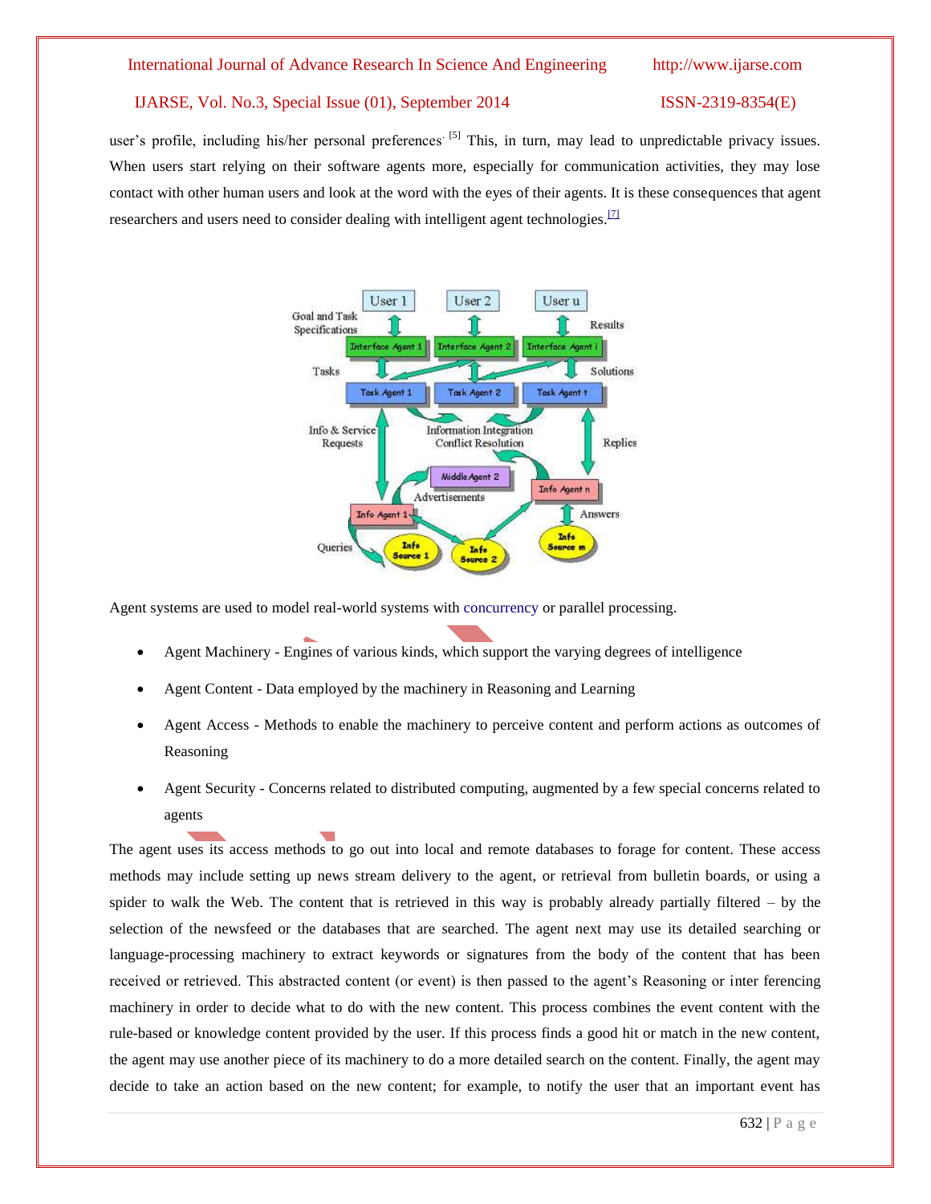user's profile, including his/her personal preferences. [5] This, in turn, may lead to unpredictable privacy issues. When users start relying on their software agents more, especially for communication activities, they may lose contact with other human users and look at the word with the eyes of their agents. It is these consequences that agent researchers and users need to consider dealing with intelligent agent technologies.[7]

Agent systems are used to model real-world systems with concurrency or parallel processing.

- Agent Machinery - Engines of various kinds, which support the varying degrees of intelligence
- Agent Content - Data employed by the machinery in Reasoning and Learning
- Agent Access - Methods to enable the machinery to perceive content and perform actions as outcomes of Reasoning
- Agent Security - Concerns related to distributed computing, augmented by a few special concerns related to agents

The agent uses its access methods to go out into local and remote databases to forage for content. These access methods may include setting up news stream delivery to the agent, or retrieval from bulletin boards, or using a spider to walk the Web. The content that is retrieved in this way is probably already partially filtered – by the selection of the newsfeed or the databases that are searched. The agent next may use its detailed searching or language-processing machinery to extract keywords or signatures from the body of the content that has been received or retrieved. This abstracted content (or event) is then passed to the agent's Reasoning or inter ferencing machinery in order to decide what to do with the new content. This process combines the event content with the rule-based or knowledge content provided by the user. If this process finds a good hit or match in the new content, the agent may use another piece of its machinery to do a more detailed search on the content. Finally, the agent may decide to take an action based on the new content; for example, to notify the user that an important event has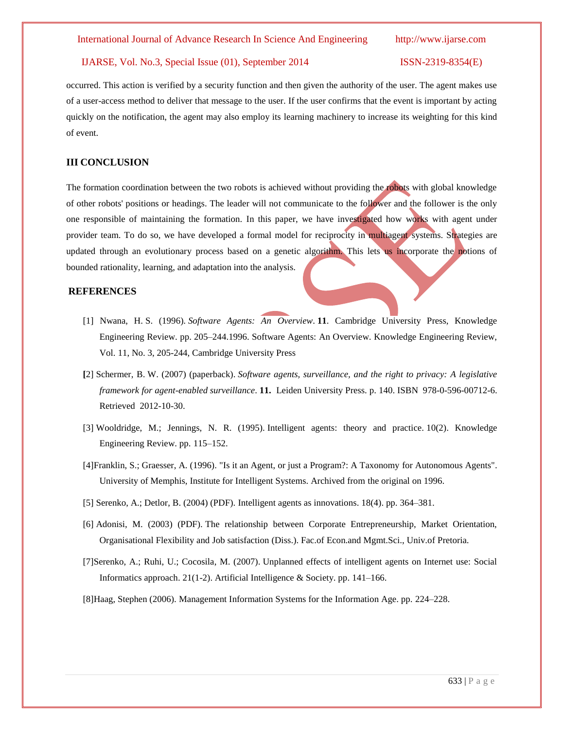occurred. This action is verified by a security function and then given the authority of the user. The agent makes use of a user-access method to deliver that message to the user. If the user confirms that the event is important by acting quickly on the notification, the agent may also employ its learning machinery to increase its weighting for this kind of event.

## III CONCLUSION

The formation coordination between the two robots is achieved without providing the robots with global knowledge of other robots' positions or headings. The leader will not communicate to the follower and the follower is the only one responsible of maintaining the formation. In this paper, we have investigated how works with agent under provider team. To do so, we have developed a formal model for reciprocity in multiagent systems. Strategies are updated through an evolutionary process based on a genetic algorithm. This lets us incorporate the notions of bounded rationality, learning, and adaptation into the analysis.

## REFERENCES

[1] Nwana, H. S. (1996). *Software Agents: An Overview*. **11**. Cambridge University Press, Knowledge Engineering Review. pp. 205–244.1996. Software Agents: An Overview. Knowledge Engineering Review, Vol. 11, No. 3, 205-244, Cambridge University Press

[2] Schermer, B. W. (2007) (paperback). *Software agents, surveillance, and the right to privacy: A legislative framework for agent-enabled surveillance*. **11.** Leiden University Press. p. 140. ISBN 978-0-596-00712-6. Retrieved 2012-10-30.

[3] Wooldridge, M.; Jennings, N. R. (1995). Intelligent agents: theory and practice. 10(2). Knowledge Engineering Review. pp. 115–152.

[4]Franklin, S.; Graesser, A. (1996). "Is it an Agent, or just a Program?: A Taxonomy for Autonomous Agents". University of Memphis, Institute for Intelligent Systems. Archived from the original on 1996.

[5] Serenko, A.; Detlor, B. (2004) (PDF). Intelligent agents as innovations. 18(4). pp. 364–381.

[6] Adonisi, M. (2003) (PDF). The relationship between Corporate Entrepreneurship, Market Orientation, Organisational Flexibility and Job satisfaction (Diss.). Fac.of Econ.and Mgmt.Sci., Univ.of Pretoria.

[7]Serenko, A.; Ruhi, U.; Cocosila, M. (2007). Unplanned effects of intelligent agents on Internet use: Social Informatics approach. 21(1-2). Artificial Intelligence & Society. pp. 141–166.

[8]Haag, Stephen (2006). Management Information Systems for the Information Age. pp. 224–228.